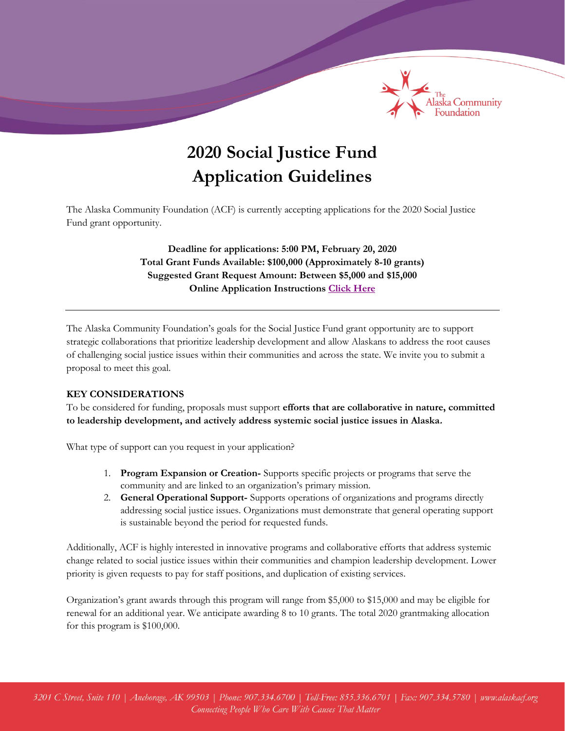# 2020 Social Justice Fund Application Guidelines

The Alaska Community Foundation (ACF) is currently accepting applications for the 2020 Social Justice Fund grant opportunity.

**Deadline for applications: 5:00 PM, February 20, 2020**
**Total Grant Funds Available: $100,000 (Approximately 8-10 grants)**
**Suggested Grant Request Amount: Between $5,000 and $15,000**
**Online Application Instructions Click Here**

---

The Alaska Community Foundation's goals for the Social Justice Fund grant opportunity are to support strategic collaborations that prioritize leadership development and allow Alaskans to address the root causes of challenging social justice issues within their communities and across the state. We invite you to submit a proposal to meet this goal.

**KEY CONSIDERATIONS**

To be considered for funding, proposals must support **efforts that are collaborative in nature, committed to leadership development, and actively address systemic social justice issues in Alaska.**

What type of support can you request in your application?

1. **Program Expansion or Creation-** Supports specific projects or programs that serve the community and are linked to an organization's primary mission.
2. **General Operational Support-** Supports operations of organizations and programs directly addressing social justice issues. Organizations must demonstrate that general operating support is sustainable beyond the period for requested funds.

Additionally, ACF is highly interested in innovative programs and collaborative efforts that address systemic change related to social justice issues within their communities and champion leadership development. Lower priority is given requests to pay for staff positions, and duplication of existing services.

Organization's grant awards through this program will range from $5,000 to $15,000 and may be eligible for renewal for an additional year. We anticipate awarding 8 to 10 grants. The total 2020 grantmaking allocation for this program is $100,000.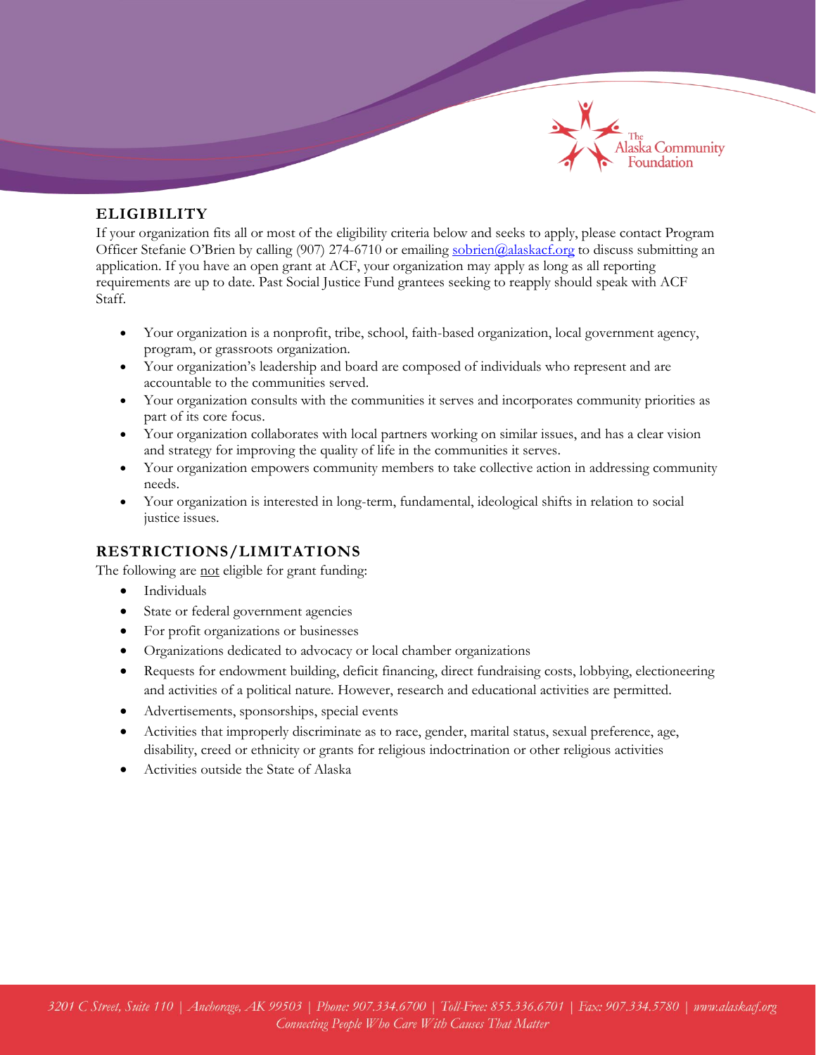## ELIGIBILITY

If your organization fits all or most of the eligibility criteria below and seeks to apply, please contact Program Officer Stefanie O'Brien by calling (907) 274-6710 or emailing sobrien@alaskacf.org to discuss submitting an application. If you have an open grant at ACF, your organization may apply as long as all reporting requirements are up to date. Past Social Justice Fund grantees seeking to reapply should speak with ACF Staff.

- Your organization is a nonprofit, tribe, school, faith-based organization, local government agency, program, or grassroots organization.
- Your organization's leadership and board are composed of individuals who represent and are accountable to the communities served.
- Your organization consults with the communities it serves and incorporates community priorities as part of its core focus.
- Your organization collaborates with local partners working on similar issues, and has a clear vision and strategy for improving the quality of life in the communities it serves.
- Your organization empowers community members to take collective action in addressing community needs.
- Your organization is interested in long-term, fundamental, ideological shifts in relation to social justice issues.

## RESTRICTIONS/LIMITATIONS

The following are not eligible for grant funding:

- Individuals
- State or federal government agencies
- For profit organizations or businesses
- Organizations dedicated to advocacy or local chamber organizations
- Requests for endowment building, deficit financing, direct fundraising costs, lobbying, electioneering and activities of a political nature. However, research and educational activities are permitted.
- Advertisements, sponsorships, special events
- Activities that improperly discriminate as to race, gender, marital status, sexual preference, age, disability, creed or ethnicity or grants for religious indoctrination or other religious activities
- Activities outside the State of Alaska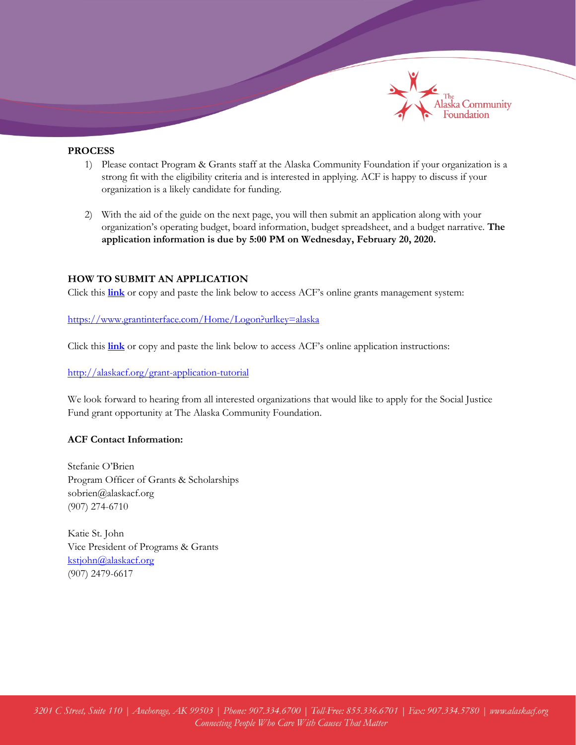**PROCESS**

1) Please contact Program & Grants staff at the Alaska Community Foundation if your organization is a strong fit with the eligibility criteria and is interested in applying. ACF is happy to discuss if your organization is a likely candidate for funding.

2) With the aid of the guide on the next page, you will then submit an application along with your organization's operating budget, board information, budget spreadsheet, and a budget narrative. **The application information is due by 5:00 PM on Wednesday, February 20, 2020.**

**HOW TO SUBMIT AN APPLICATION**

Click this **link** or copy and paste the link below to access ACF's online grants management system:

https://www.grantinterface.com/Home/Logon?urlkey=alaska

Click this **link** or copy and paste the link below to access ACF's online application instructions:

http://alaskacf.org/grant-application-tutorial

We look forward to hearing from all interested organizations that would like to apply for the Social Justice Fund grant opportunity at The Alaska Community Foundation.

**ACF Contact Information:**

Stefanie O'Brien
Program Officer of Grants & Scholarships
sobrien@alaskacf.org
(907) 274-6710

Katie St. John
Vice President of Programs & Grants
kstjohn@alaskacf.org
(907) 2479-6617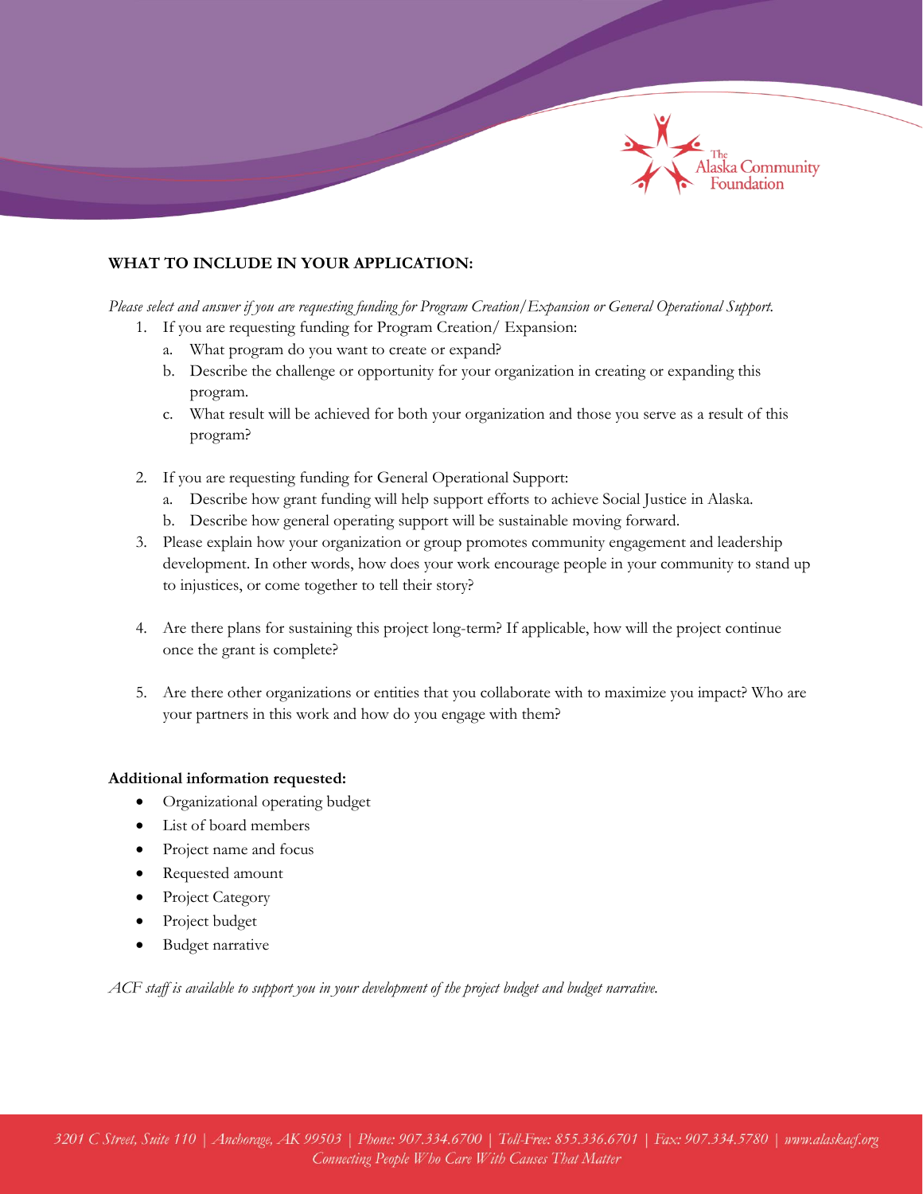**WHAT TO INCLUDE IN YOUR APPLICATION:**

*Please select and answer if you are requesting funding for Program Creation/Expansion or General Operational Support.*

1. If you are requesting funding for Program Creation/ Expansion:
   a. What program do you want to create or expand?
   b. Describe the challenge or opportunity for your organization in creating or expanding this program.
   c. What result will be achieved for both your organization and those you serve as a result of this program?

2. If you are requesting funding for General Operational Support:
   a. Describe how grant funding will help support efforts to achieve Social Justice in Alaska.
   b. Describe how general operating support will be sustainable moving forward.
3. Please explain how your organization or group promotes community engagement and leadership development. In other words, how does your work encourage people in your community to stand up to injustices, or come together to tell their story?

4. Are there plans for sustaining this project long-term? If applicable, how will the project continue once the grant is complete?

5. Are there other organizations or entities that you collaborate with to maximize you impact? Who are your partners in this work and how do you engage with them?

**Additional information requested:**

- Organizational operating budget
- List of board members
- Project name and focus
- Requested amount
- Project Category
- Project budget
- Budget narrative

*ACF staff is available to support you in your development of the project budget and budget narrative.*